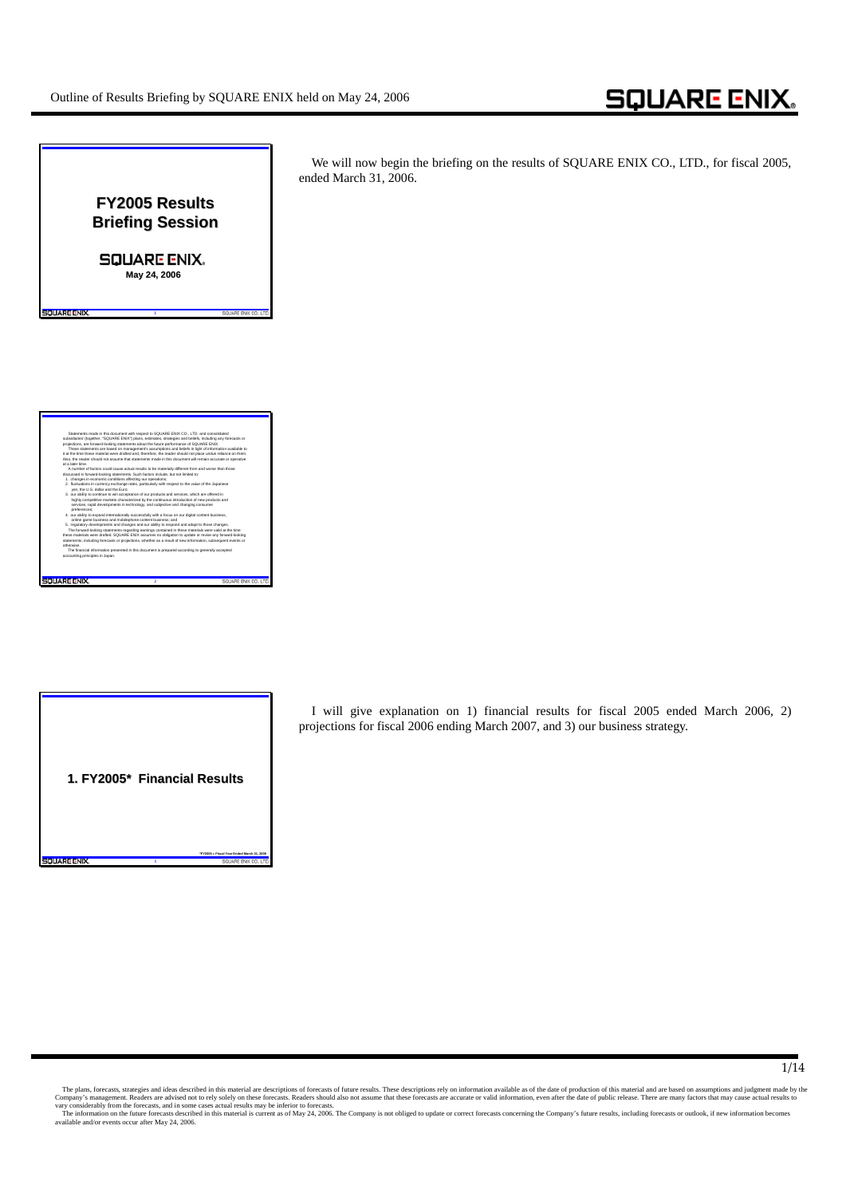## FY2005 Results Briefing Session

SQUARE ENIX

May 24, 2006

We will now begin the briefing on the results of SQUARE ENIX CO., LTD., for fiscal 2005, ended March 31, 2006.

Statements made in this document with respect to SQUARE ENIX CO., LTD. and consolidated subsidiaries' (together, "SQUARE ENIX") plans, estimates, strategies and beliefs, including any forecasts or projections, are forward-looking statements about the future performance of SQUARE ENIX.

These statements are based on management's assumptions and beliefs in light of information available to it at the time these material were drafted and, therefore, the reader should not place undue reliance on them. Also, the reader should not assume that statements made in this document will remain accurate or operative at a later time.

A number of factors could cause actual results to be materially different from and worse than those discussed in forward-looking statements. Such factors include, but not limited to:

1. changes in economic conditions affecting our operations;
2. fluctuations in currency exchange rates, particularly with respect to the value of the Japanese yen, the U.S. dollar and the Euro;
3. our ability to continue to win acceptance of our products and services, which are offered in highly competitive markets characterized by the continuous introduction of new products and services, rapid developments in technology, and subjective and changing consumer preferences;
4. our ability to expand internationally successfully with a focus on our digital content business, online game business and mobilephone content business; and
5. regulatory developments and changes and our ability to respond and adapt to those changes.

The forward-looking statements regarding earnings contained in these materials were valid at the time these materials were drafted. SQUARE ENIX assumes no obligation to update or revise any forward-looking statements, including forecasts or projections, whether as a result of new information, subsequent events or otherwise.

The financial information presented in this document is prepared according to generally accepted accounting principles in Japan.

## 1. FY2005* Financial Results

*FY2005 = Fiscal Year Ended March 31, 2006

I will give explanation on 1) financial results for fiscal 2005 ended March 2006, 2) projections for fiscal 2006 ending March 2007, and 3) our business strategy.

The plans, forecasts, strategies and ideas described in this material are descriptions of forecasts of future results. These descriptions rely on information available as of the date of production of this material and are based on assumptions and judgment made by the Company's management. Readers are advised not to rely solely on these forecasts. Readers should also not assume that these forecasts are accurate or valid information, even after the date of public release. There are many factors that may cause actual results to vary considerably from the forecasts, and in some cases actual results may be inferior to forecasts.

The information on the future forecasts described in this material is current as of May 24, 2006. The Company is not obliged to update or correct forecasts concerning the Company's future results, including forecasts or outlook, if new information becomes available and/or events occur after May 24, 2006.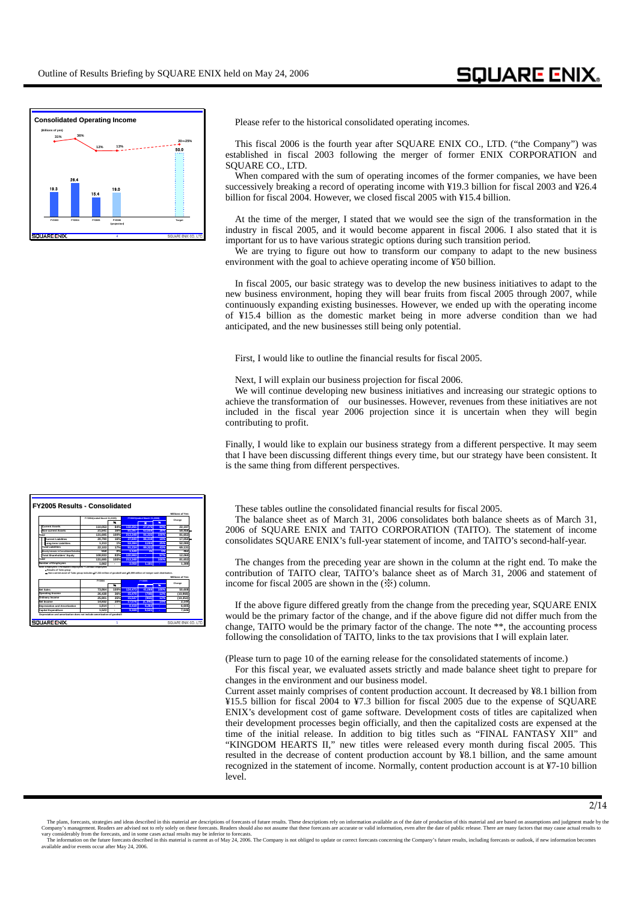Please refer to the historical consolidated operating incomes.

This fiscal 2006 is the fourth year after SQUARE ENIX CO., LTD. ("the Company") was established in fiscal 2003 following the merger of former ENIX CORPORATION and SQUARE CO., LTD.

When compared with the sum of operating incomes of the former companies, we have been successively breaking a record of operating income with ¥19.3 billion for fiscal 2003 and ¥26.4 billion for fiscal 2004. However, we closed fiscal 2005 with ¥15.4 billion.

At the time of the merger, I stated that we would see the sign of the transformation in the industry in fiscal 2005, and it would become apparent in fiscal 2006. I also stated that it is important for us to have various strategic options during such transition period.

We are trying to figure out how to transform our company to adapt to the new business environment with the goal to achieve operating income of ¥50 billion.

In fiscal 2005, our basic strategy was to develop the new business initiatives to adapt to the new business environment, hoping they will bear fruits from fiscal 2005 through 2007, while continuously expanding existing businesses. However, we ended up with the operating income of ¥15.4 billion as the domestic market being in more adverse condition than we had anticipated, and the new businesses still being only potential.

First, I would like to outline the financial results for fiscal 2005.

Next, I will explain our business projection for fiscal 2006.

We will continue developing new business initiatives and increasing our strategic options to achieve the transformation of our businesses. However, revenues from these initiatives are not included in the fiscal year 2006 projection since it is uncertain when they will begin contributing to profit.

Finally, I would like to explain our business strategy from a different perspective. It may seem that I have been discussing different things every time, but our strategy have been consistent. It is the same thing from different perspectives.

These tables outline the consolidated financial results for fiscal 2005.

The balance sheet as of March 31, 2006 consolidates both balance sheets as of March 31, 2006 of SQUARE ENIX and TAITO CORPORATION (TAITO). The statement of income consolidates SQUARE ENIX's full-year statement of income, and TAITO's second-half-year.

The changes from the preceding year are shown in the column at the right end. To make the contribution of TAITO clear, TAITO's balance sheet as of March 31, 2006 and statement of income for fiscal 2005 are shown in the (※) column.

If the above figure differed greatly from the change from the preceding year, SQUARE ENIX would be the primary factor of the change, and if the above figure did not differ much from the change, TAITO would be the primary factor of the change. The note **, the accounting process following the consolidation of TAITO, links to the tax provisions that I will explain later.

(Please turn to page 10 of the earning release for the consolidated statements of income.)

For this fiscal year, we evaluated assets strictly and made balance sheet tight to prepare for changes in the environment and our business model.

Current asset mainly comprises of content production account. It decreased by ¥8.1 billion from ¥15.5 billion for fiscal 2004 to ¥7.3 billion for fiscal 2005 due to the expense of SQUARE ENIX's development cost of game software. Development costs of titles are capitalized when their development processes begin officially, and then the capitalized costs are expensed at the time of the initial release. In addition to big titles such as "FINAL FANTASY XII" and "KINGDOM HEARTS II," new titles were released every month during fiscal 2005. This resulted in the decrease of content production account by ¥8.1 billion, and the same amount recognized in the statement of income. Normally, content production account is at ¥7-10 billion level.

The plans, forecasts, strategies and ideas described in this material are descriptions of forecasts of future results. These descriptions rely on information available as of the date of production of this material and are based on assumptions and judgment made by the Company's management. Readers are advised not to rely solely on these forecasts. Readers should also not assume that these forecasts are accurate or valid information, even after the date of public release. There are many factors that may cause actual results to vary considerably from the forecasts, and in some cases actual results may be inferior to forecasts.
The information on the future forecasts described in this material is current as of May 24, 2006. The Company is not obliged to update or correct forecasts concerning the Company's future results, including forecasts or outlook, if new information becomes available and/or events occur after May 24, 2006.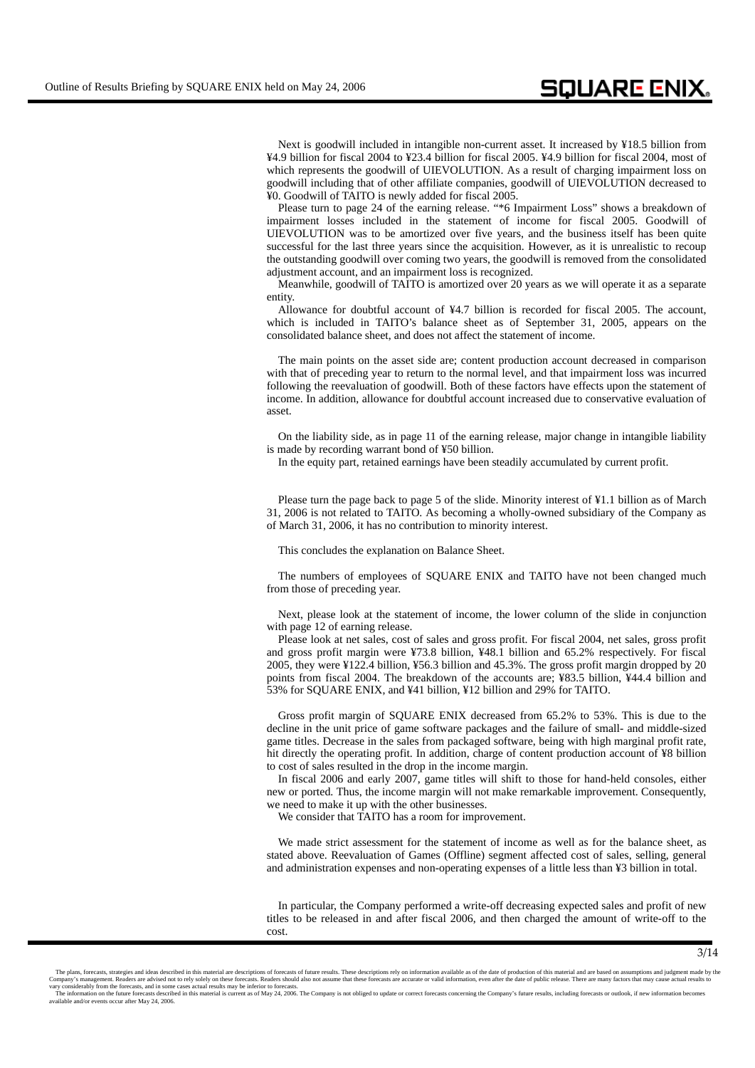Next is goodwill included in intangible non-current asset. It increased by ¥18.5 billion from ¥4.9 billion for fiscal 2004 to ¥23.4 billion for fiscal 2005. ¥4.9 billion for fiscal 2004, most of which represents the goodwill of UIEVOLUTION. As a result of charging impairment loss on goodwill including that of other affiliate companies, goodwill of UIEVOLUTION decreased to ¥0. Goodwill of TAITO is newly added for fiscal 2005.

Please turn to page 24 of the earning release. "*6 Impairment Loss" shows a breakdown of impairment losses included in the statement of income for fiscal 2005. Goodwill of UIEVOLUTION was to be amortized over five years, and the business itself has been quite successful for the last three years since the acquisition. However, as it is unrealistic to recoup the outstanding goodwill over coming two years, the goodwill is removed from the consolidated adjustment account, and an impairment loss is recognized.

Meanwhile, goodwill of TAITO is amortized over 20 years as we will operate it as a separate entity.

Allowance for doubtful account of ¥4.7 billion is recorded for fiscal 2005. The account, which is included in TAITO's balance sheet as of September 31, 2005, appears on the consolidated balance sheet, and does not affect the statement of income.

The main points on the asset side are; content production account decreased in comparison with that of preceding year to return to the normal level, and that impairment loss was incurred following the reevaluation of goodwill. Both of these factors have effects upon the statement of income. In addition, allowance for doubtful account increased due to conservative evaluation of asset.

On the liability side, as in page 11 of the earning release, major change in intangible liability is made by recording warrant bond of ¥50 billion.

In the equity part, retained earnings have been steadily accumulated by current profit.

Please turn the page back to page 5 of the slide. Minority interest of ¥1.1 billion as of March 31, 2006 is not related to TAITO. As becoming a wholly-owned subsidiary of the Company as of March 31, 2006, it has no contribution to minority interest.

This concludes the explanation on Balance Sheet.

The numbers of employees of SQUARE ENIX and TAITO have not been changed much from those of preceding year.

Next, please look at the statement of income, the lower column of the slide in conjunction with page 12 of earning release.

Please look at net sales, cost of sales and gross profit. For fiscal 2004, net sales, gross profit and gross profit margin were ¥73.8 billion, ¥48.1 billion and 65.2% respectively. For fiscal 2005, they were ¥122.4 billion, ¥56.3 billion and 45.3%. The gross profit margin dropped by 20 points from fiscal 2004. The breakdown of the accounts are; ¥83.5 billion, ¥44.4 billion and 53% for SQUARE ENIX, and ¥41 billion, ¥12 billion and 29% for TAITO.

Gross profit margin of SQUARE ENIX decreased from 65.2% to 53%. This is due to the decline in the unit price of game software packages and the failure of small- and middle-sized game titles. Decrease in the sales from packaged software, being with high marginal profit rate, hit directly the operating profit. In addition, charge of content production account of ¥8 billion to cost of sales resulted in the drop in the income margin.

In fiscal 2006 and early 2007, game titles will shift to those for hand-held consoles, either new or ported. Thus, the income margin will not make remarkable improvement. Consequently, we need to make it up with the other businesses.

We consider that TAITO has a room for improvement.

We made strict assessment for the statement of income as well as for the balance sheet, as stated above. Reevaluation of Games (Offline) segment affected cost of sales, selling, general and administration expenses and non-operating expenses of a little less than ¥3 billion in total.

In particular, the Company performed a write-off decreasing expected sales and profit of new titles to be released in and after fiscal 2006, and then charged the amount of write-off to the cost.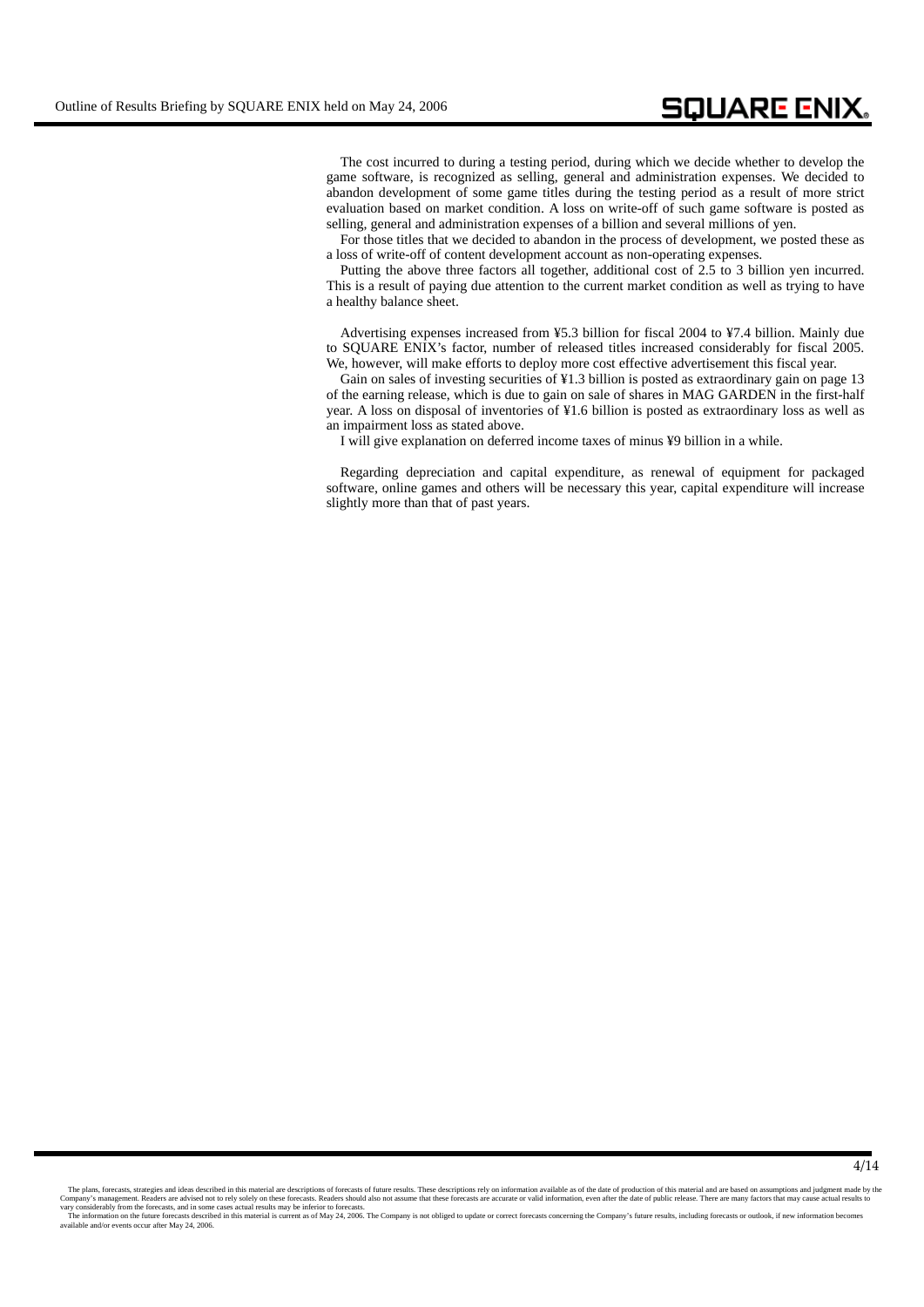The cost incurred to during a testing period, during which we decide whether to develop the game software, is recognized as selling, general and administration expenses. We decided to abandon development of some game titles during the testing period as a result of more strict evaluation based on market condition. A loss on write-off of such game software is posted as selling, general and administration expenses of a billion and several millions of yen.

For those titles that we decided to abandon in the process of development, we posted these as a loss of write-off of content development account as non-operating expenses.

Putting the above three factors all together, additional cost of 2.5 to 3 billion yen incurred. This is a result of paying due attention to the current market condition as well as trying to have a healthy balance sheet.

Advertising expenses increased from ¥5.3 billion for fiscal 2004 to ¥7.4 billion. Mainly due to SQUARE ENIX's factor, number of released titles increased considerably for fiscal 2005. We, however, will make efforts to deploy more cost effective advertisement this fiscal year.

Gain on sales of investing securities of ¥1.3 billion is posted as extraordinary gain on page 13 of the earning release, which is due to gain on sale of shares in MAG GARDEN in the first-half year. A loss on disposal of inventories of ¥1.6 billion is posted as extraordinary loss as well as an impairment loss as stated above.

I will give explanation on deferred income taxes of minus ¥9 billion in a while.

Regarding depreciation and capital expenditure, as renewal of equipment for packaged software, online games and others will be necessary this year, capital expenditure will increase slightly more than that of past years.

The plans, forecasts, strategies and ideas described in this material are descriptions of forecasts of future results. These descriptions rely on information available as of the date of production of this material and are based on assumptions and judgment made by the Company's management. Readers are advised not to rely solely on these forecasts. Readers should also not assume that these forecasts are accurate or valid information, even after the date of public release. There are many factors that may cause actual results to vary considerably from the forecasts, and in some cases actual results may be inferior to forecasts.
The information on the future forecasts described in this material is current as of May 24, 2006. The Company is not obliged to update or correct forecasts concerning the Company's future results, including forecasts or outlook, if new information becomes available and/or events occur after May 24, 2006.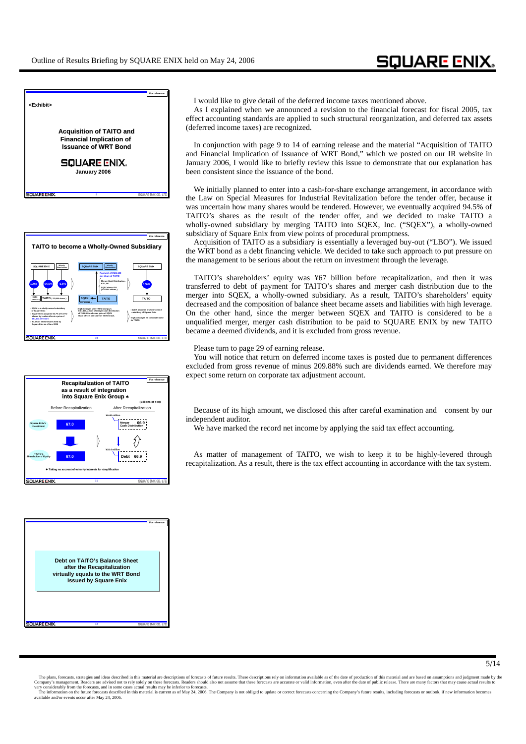I would like to give detail of the deferred income taxes mentioned above.

As I explained when we announced a revision to the financial forecast for fiscal 2005, tax effect accounting standards are applied to such structural reorganization, and deferred tax assets (deferred income taxes) are recognized.

In conjunction with page 9 to 14 of earning release and the material "Acquisition of TAITO and Financial Implication of Issuance of WRT Bond," which we posted on our IR website in January 2006, I would like to briefly review this issue to demonstrate that our explanation has been consistent since the issuance of the bond.

We initially planned to enter into a cash-for-share exchange arrangement, in accordance with the Law on Special Measures for Industrial Revitalization before the tender offer, because it was uncertain how many shares would be tendered. However, we eventually acquired 94.5% of TAITO's shares as the result of the tender offer, and we decided to make TAITO a wholly-owned subsidiary by merging TAITO into SQEX, Inc. ("SQEX"), a wholly-owned subsidiary of Square Enix from view points of procedural promptness.

Acquisition of TAITO as a subsidiary is essentially a leveraged buy-out ("LBO"). We issued the WRT bond as a debt financing vehicle. We decided to take such approach to put pressure on the management to be serious about the return on investment through the leverage.

TAITO's shareholders' equity was ¥67 billion before recapitalization, and then it was transferred to debt of payment for TAITO's shares and merger cash distribution due to the merger into SQEX, a wholly-owned subsidiary. As a result, TAITO's shareholders' equity decreased and the composition of balance sheet became assets and liabilities with high leverage. On the other hand, since the merger between SQEX and TAITO is considered to be a unqualified merger, merger cash distribution to be paid to SQUARE ENIX by new TAITO became a deemed dividends, and it is excluded from gross revenue.

Please turn to page 29 of earning release.

You will notice that return on deferred income taxes is posted due to permanent differences excluded from gross revenue of minus 209.88% such are dividends earned. We therefore may expect some return on corporate tax adjustment account.

Because of its high amount, we disclosed this after careful examination and consent by our independent auditor.

We have marked the record net income by applying the said tax effect accounting.

As matter of management of TAITO, we wish to keep it to be highly-levered through recapitalization. As a result, there is the tax effect accounting in accordance with the tax system.

The plans, forecasts, strategies and ideas described in this material are descriptions of forecasts of future results. These descriptions rely on information available as of the date of production of this material and are based on assumptions and judgment made by the Company's management. Readers are advised not to rely solely on these forecasts. Readers should also not assume that these forecasts are accurate or valid information, even after the date of public release. There are many factors that may cause actual results to vary considerably from the forecasts, and in some cases actual results may be inferior to forecasts.
The information on the future forecasts described in this material is current as of May 24, 2006. The Company is not obliged to update or correct forecasts concerning the Company's future results, including forecasts or outlook, if new information becomes available and/or events occur after May 24, 2006.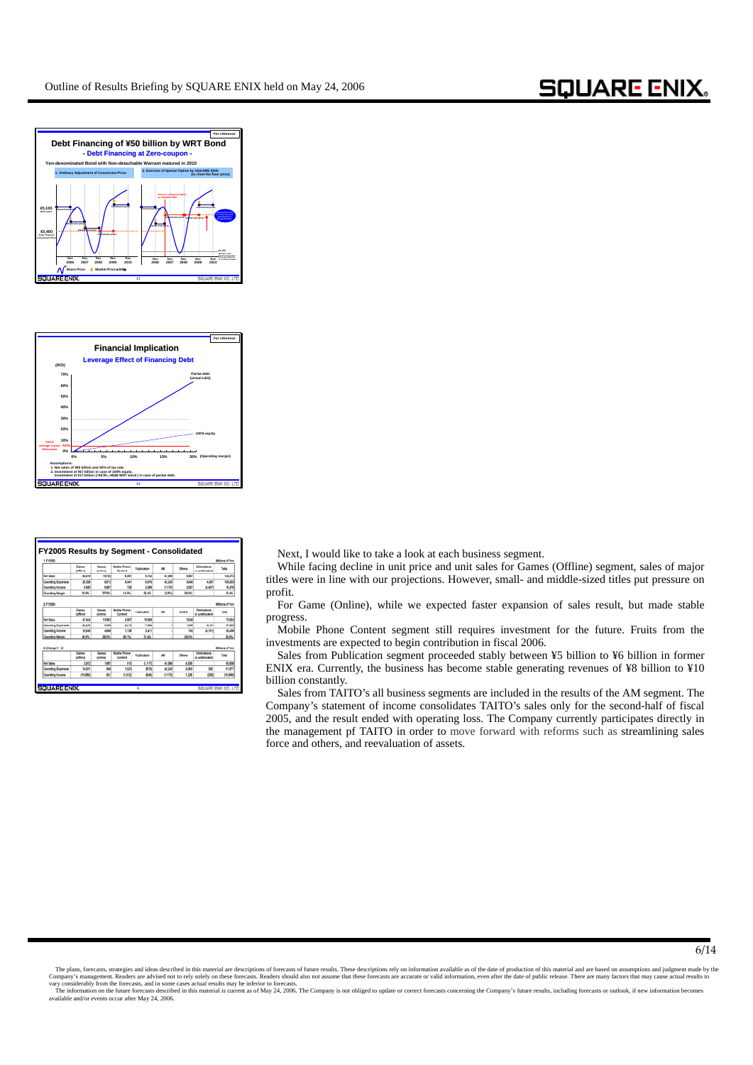**Debt Financing of ¥50 billion by WRT Bond**

**- Debt Financing at Zero-coupon -**

**Yen-denominated Bond with Non-detachable Warrant matured in 2010**

1. Ordinary Adjustment of Conversion Price

2. Exercise of Special Option by SQUARE ENIX (to reset the floor price)

**Financial Implication**

**Leverage Effect of Financing Debt**

Assumptions:
1. Net sales of ¥80 billion and 40% of tax rate.
2. Investment of ¥67 billion in case of 100% equity. Investment of ¥17 billion (¥67B—¥50B WRT bond) in case of partial debt.

**FY2005 Results by Segment - Consolidated**

Next, I would like to take a look at each business segment.

While facing decline in unit price and unit sales for Games (Offline) segment, sales of major titles were in line with our projections. However, small- and middle-sized titles put pressure on profit.

For Game (Online), while we expected faster expansion of sales result, but made stable progress.

Mobile Phone Content segment still requires investment for the future. Fruits from the investments are expected to begin contribution in fiscal 2006.

Sales from Publication segment proceeded stably between ¥5 billion to ¥6 billion in former ENIX era. Currently, the business has become stable generating revenues of ¥8 billion to ¥10 billion constantly.

Sales from TAITO's all business segments are included in the results of the AM segment. The Company's statement of income consolidates TAITO's sales only for the second-half of fiscal 2005, and the result ended with operating loss. The Company currently participates directly in the management pf TAITO in order to move forward with reforms such as streamlining sales force and others, and reevaluation of assets.

The plans, forecasts, strategies and ideas described in this material are descriptions of forecasts of future results. These descriptions rely on information available as of the date of production of this material and are based on assumptions and judgment made by the Company's management. Readers are advised not to rely solely on these forecasts. Readers should also not assume that these forecasts are accurate or valid information, even after the date of public release. There are many factors that may cause actual results to vary considerably from the forecasts, and in some cases actual results may be inferior to forecasts.
The information on the future forecasts described in this material is current as of May 24, 2006. The Company is not obliged to update or correct forecasts concerning the Company's future results, including forecasts or outlook, if new information becomes available and/or events occur after May 24, 2006.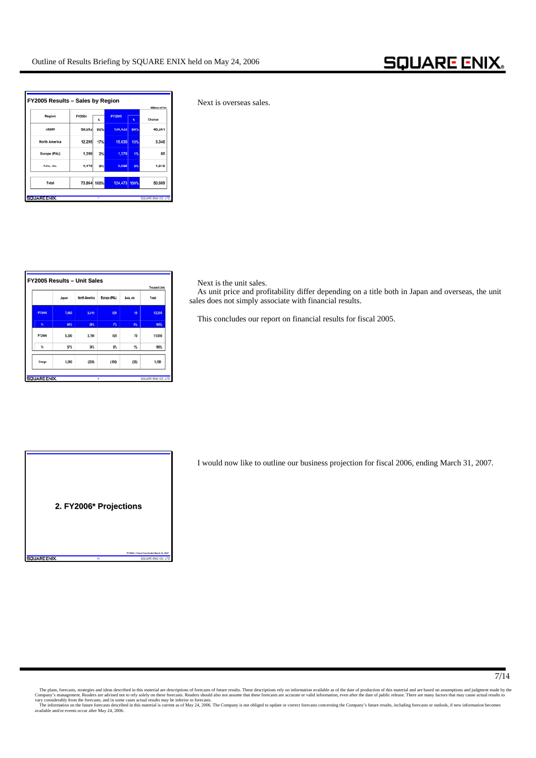### FY2005 Results – Sales by Region

Millions of Yen

| Region | FY2004 | % | FY2005 | % | Change |
|---|---|---|---|---|---|
| Japan | 59,092 | 80% | 104,433 | 84% | 45,341 |
| North America | 12,295 | 17% | 15,635 | 13% | 3,340 |
| Europe (PAL) | 1,298 | 2% | 1,378 | 1% | 80 |
| Asia, etc. | 1,179 | 2% | 3,025 | 2% | 1,846 |
| Total | 73,864 | 100% | 124,473 | 100% | 50,609 |

Next is overseas sales.

### FY2005 Results – Unit Sales

Thousand Units

| | Japan | North America | Europe (PAL) | Asia, etc. | Total |
|---|---|---|---|---|---|
| FY2005 | 7,860 | 3,410 | 820 | 40 | 12,210 |
| % | 64% | 28% | 7% | 0% | 100% |
| FY2004 | 6,300 | 3,760 | 920 | 70 | 11,050 |
| % | 57% | 34% | 8% | 1% | 100% |
| Change | 1,560 | (350) | (100) | (30) | 1,160 |

Next is the unit sales.

As unit price and profitability differ depending on a title both in Japan and overseas, the unit sales does not simply associate with financial results.

This concludes our report on financial results for fiscal 2005.

## 2. FY2006* Projections

*FY2006 = Fiscal Year Ended March 31, 2007

I would now like to outline our business projection for fiscal 2006, ending March 31, 2007.

The plans, forecasts, strategies and ideas described in this material are descriptions of forecasts of future results. These descriptions rely on information available as of the date of production of this material and are based on assumptions and judgment made by the Company's management. Readers are advised not to rely solely on these forecasts. Readers should also not assume that these forecasts are accurate or valid information, even after the date of public release. There are many factors that may cause actual results to vary considerably from the forecasts, and in some cases actual results may be inferior to forecasts.
The information on the future forecasts described in this material is current as of May 24, 2006. The Company is not obliged to update or correct forecasts concerning the Company's future results, including forecasts or outlook, if new information becomes available and/or events occur after May 24, 2006.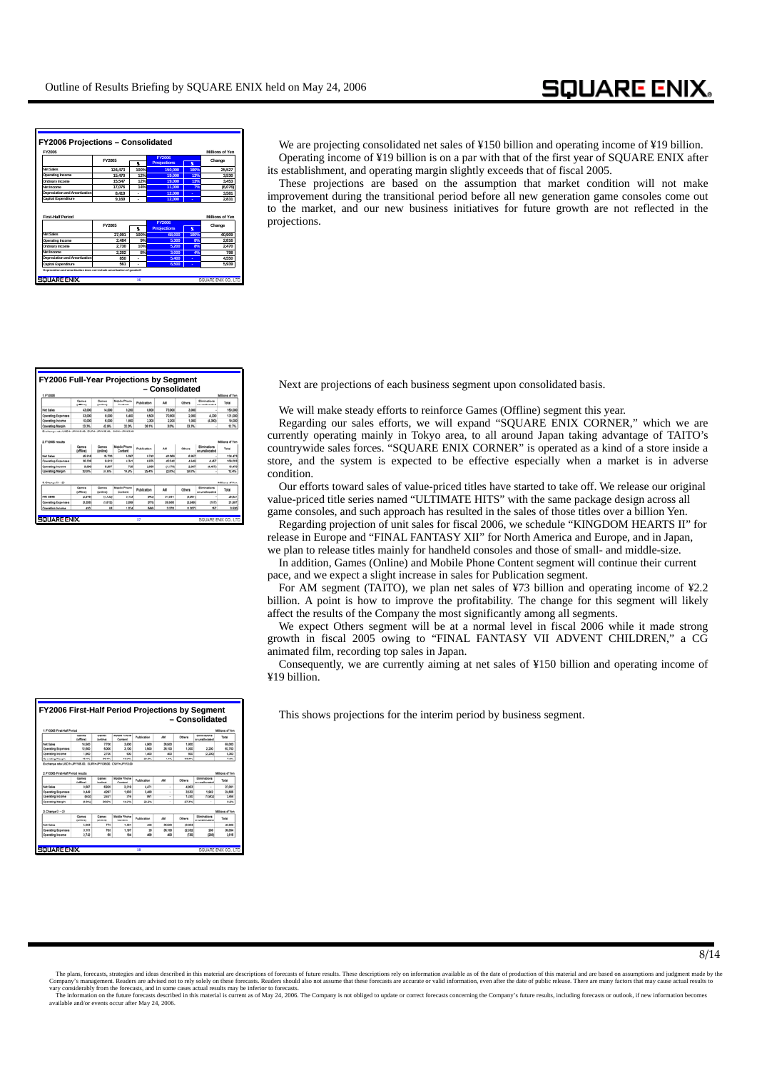## FY2006 Projections – Consolidated

**FY2006** (Millions of Yen)

| | FY2005 | % | FY2006 Projections | % | Change |
|---|---|---|---|---|---|
| Net Sales | 124,473 | 100% | 150,000 | 100% | 25,527 |
| Operating Income | 15,470 | 12% | 19,000 | 13% | 3,530 |
| Ordinary Income | 15,547 | 12% | 19,000 | 13% | 3,453 |
| Net Income | 17,076 | 14% | 11,000 | 7% | (6,076) |
| Depreciation and Amortization | 8,419 | - | 12,000 | - | 3,581 |
| Capital Expenditure | 9,169 | - | 12,000 | - | 2,831 |

**First-Half Period** (Millions of Yen)

| | FY2005 | % | FY2006 Projections | % | Change |
|---|---|---|---|---|---|
| Net Sales | 27,091 | 100% | 68,000 | 100% | 40,909 |
| Operating Income | 2,484 | 9% | 5,300 | 8% | 2,816 |
| Ordinary Income | 2,730 | 10% | 5,200 | 8% | 2,470 |
| Net Income | 2,202 | 8% | 3,000 | 4% | 798 |
| Depreciation and Amortization | 850 | - | 5,400 | - | 4,550 |
| Capital Expenditure | 561 | - | 6,500 | - | 5,939 |

Depreciation and amortization does not include amortization of goodwill.

We are projecting consolidated net sales of ¥150 billion and operating income of ¥19 billion. Operating income of ¥19 billion is on a par with that of the first year of SQUARE ENIX after its establishment, and operating margin slightly exceeds that of fiscal 2005.

These projections are based on the assumption that market condition will not make improvement during the transitional period before all new generation game consoles come out to the market, and our new business initiatives for future growth are not reflected in the projections.

## FY2006 Full-Year Projections by Segment – Consolidated

**1 FY2006** (Millions of Yen)

| | Games (offline) | Games (online) | Mobile Phone Content | Publication | AM | Others | Eliminations or unallocated | Total |
|---|---|---|---|---|---|---|---|---|
| Net Sales | 43,000 | 14,000 | 6,200 | 10,800 | 73,000 | 3,000 | - | 150,000 |
| Operating Expenses | 33,000 | 8,000 | 4,400 | 8,500 | 70,800 | 2,000 | 4,300 | 131,000 |
| Operating Income | 10,000 | 6,000 | 1,800 | 2,300 | 2,200 | 1,000 | (4,300) | 19,000 |
| Operating Margin | 23.3% | 42.9% | 29.0% | 21.3% | 3.0% | 33.3% | - | 12.7% |

Exchange rate USD1=JPY105.00, EUR1=JPY135.00

**2 FY2005 results** (Millions of Yen)

| | Games (offline) | Games (online) | Mobile Phone Content | Publication | AM | Others | Eliminations or unallocated | Total |
|---|---|---|---|---|---|---|---|---|
| Net Sales | 46,118 | 16,735 | 5,547 | 9,730 | 41,069 | 6,457 | (1,183) | 124,473 |
| Operating Expenses | 36,705 | 10,798 | 4,761 | 6,876 | 42,239 | 4,350 | 3,274 | 109,003 |
| Operating Income | 9,413 | 5,937 | 786 | 2,854 | (1,170) | 2,107 | (4,457) | 15,470 |
| Operating Margin | 20.4% | 35.5% | 14.2% | 29.3% | (2.8%) | 32.6% | - | 12.4% |

**3 Change (1 – 2)** (Millions of Yen)

| | Games (offline) | Games (online) | Mobile Phone Content | Publication | AM | Others | Eliminations or unallocated | Total |
|---|---|---|---|---|---|---|---|---|
| Net Sales | (3,118) | (2,735) | 653 | 1,070 | 31,931 | (3,457) | 1,183 | 25,527 |
| Operating Expenses | (3,705) | (2,798) | (361) | 1,624 | 28,561 | (2,350) | 1,026 | 21,997 |
| Operating Income | 587 | 63 | 1,014 | (554) | 3,370 | (1,107) | 157 | 3,530 |

Next are projections of each business segment upon consolidated basis.

We will make steady efforts to reinforce Games (Offline) segment this year.

Regarding our sales efforts, we will expand "SQUARE ENIX CORNER," which we are currently operating mainly in Tokyo area, to all around Japan taking advantage of TAITO's countrywide sales forces. "SQUARE ENIX CORNER" is operated as a kind of a store inside a store, and the system is expected to be effective especially when a market is in adverse condition.

Our efforts toward sales of value-priced titles have started to take off. We release our original value-priced title series named "ULTIMATE HITS" with the same package design across all game consoles, and such approach has resulted in the sales of those titles over a billion Yen.

Regarding projection of unit sales for fiscal 2006, we schedule "KINGDOM HEARTS II" for release in Europe and "FINAL FANTASY XII" for North America and Europe, and in Japan, we plan to release titles mainly for handheld consoles and those of small- and middle-size.

In addition, Games (Online) and Mobile Phone Content segment will continue their current pace, and we expect a slight increase in sales for Publication segment.

For AM segment (TAITO), we plan net sales of ¥73 billion and operating income of ¥2.2 billion. A point is how to improve the profitability. The change for this segment will likely affect the results of the Company the most significantly among all segments.

We expect Others segment will be at a normal level in fiscal 2006 while it made strong growth in fiscal 2005 owing to "FINAL FANTASY VII ADVENT CHILDREN," a CG animated film, recording top sales in Japan.

Consequently, we are currently aiming at net sales of ¥150 billion and operating income of ¥19 billion.

## FY2006 First-Half Period Projections by Segment – Consolidated

**1 FY2006 First-Half Period** (Millions of Yen)

| | Games (offline) | Games (online) | Mobile Phone Content | Publication | AM | Others | Eliminations or unallocated | Total |
|---|---|---|---|---|---|---|---|---|
| Net Sales | 14,300 | 7,700 | 3,000 | 4,900 | 36,500 | 1,600 | - | 68,000 |
| Operating Expenses | 12,400 | 5,000 | 2,400 | 3,500 | 36,100 | 1,000 | 2,300 | 62,700 |
| Operating Income | 1,900 | 2,700 | 600 | 1,400 | 400 | 600 | (2,300) | 5,300 |
| Operating Margin | 13.3% | 35.1% | 20.0% | 28.6% | 1.1% | 37.5% | - | 7.8% |

Exchange rate USD1=JPY105.00, EUR1=JPY135.00

**2 FY2005 First-Half Period results** (Millions of Yen)

| | Games (offline) | Games (online) | Mobile Phone Content | Publication | AM | Others | Eliminations or unallocated | Total |
|---|---|---|---|---|---|---|---|---|
| Net Sales | 8,509 | 6,929 | 2,219 | 4,471 | - | 4,963 | - | 27,091 |
| Operating Expenses | 9,672 | 4,297 | 1,903 | 3,460 | - | 3,333 | 1,942 | 24,607 |
| Operating Income | (1,163) | 2,632 | 316 | 1,011 | - | 1,630 | (1,942) | 2,484 |
| Operating Margin | (13.7%) | 38.0% | 14.2% | 22.6% | - | 32.8% | - | 9.2% |

**3 Change (1 – 2)** (Millions of Yen)

| | Games (offline) | Games (online) | Mobile Phone Content | Publication | AM | Others | Eliminations or unallocated | Total |
|---|---|---|---|---|---|---|---|---|
| Net Sales | 5,791 | 771 | 781 | 429 | 36,500 | (3,363) | - | 40,909 |
| Operating Expenses | 2,728 | 703 | 497 | 40 | 36,100 | (2,333) | 358 | 38,093 |
| Operating Income | 3,063 | 68 | 284 | 389 | 400 | (1,030) | (358) | 2,816 |

This shows projections for the interim period by business segment.

The plans, forecasts, strategies and ideas described in this material are descriptions of forecasts of future results. These descriptions rely on information available as of the date of production of this material and are based on assumptions and judgment made by the Company's management. Readers are advised not to rely solely on these forecasts. Readers should also not assume that these forecasts are accurate or valid information, even after the date of public release. There are many factors that may cause actual results to vary considerably from the forecasts, and in some cases actual results may be inferior to forecasts.

The information on the future forecasts described in this material is current as of May 24, 2006. The Company is not obliged to update or correct forecasts concerning the Company's future results, including forecasts or outlook, if new information becomes available and/or events occur after May 24, 2006.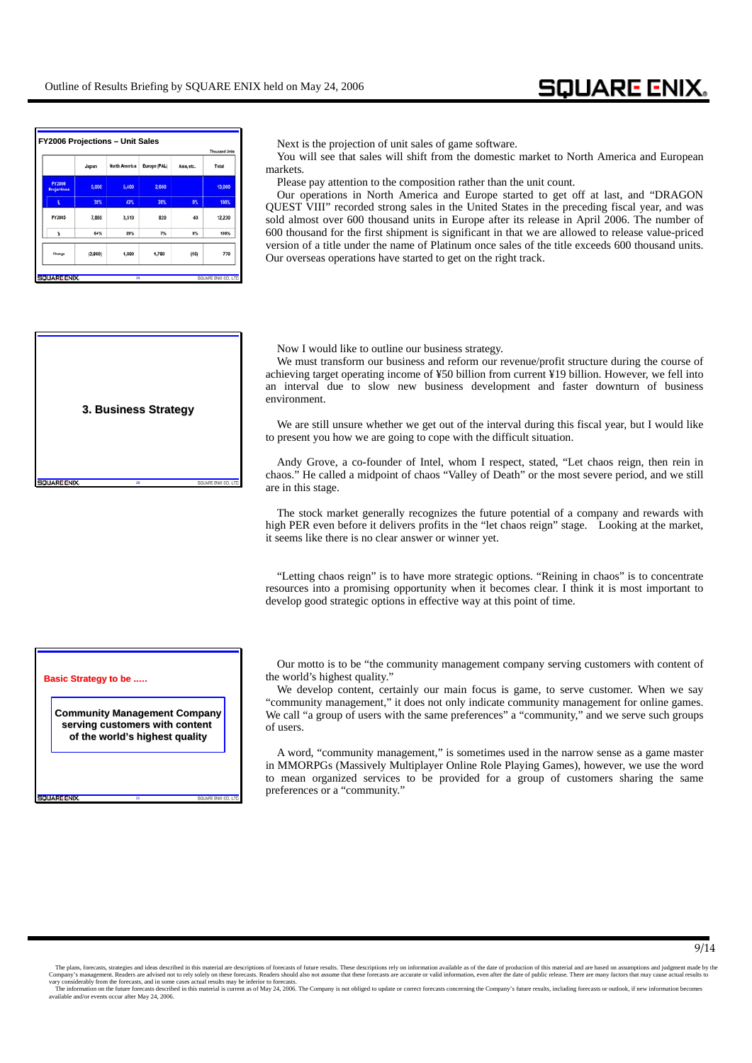## FY2006 Projections – Unit Sales

Thousand Units

| | Japan | North America | Europe (PAL) | Asia, etc. | Total |
|---|---|---|---|---|---|
| FY2006 Projections | 5,000 | 5,400 | 2,600 | | 13,000 |
| % | 38% | 42% | 20% | 0% | 100% |
| FY2005 | 7,850 | 3,510 | 820 | 40 | 12,230 |
| % | 64% | 29% | 7% | 0% | 100% |
| Change | (2,850) | 1,890 | 1,780 | (40) | 770 |

Next is the projection of unit sales of game software.

You will see that sales will shift from the domestic market to North America and European markets.

Please pay attention to the composition rather than the unit count.

Our operations in North America and Europe started to get off at last, and "DRAGON QUEST VIII" recorded strong sales in the United States in the preceding fiscal year, and was sold almost over 600 thousand units in Europe after its release in April 2006. The number of 600 thousand for the first shipment is significant in that we are allowed to release value-priced version of a title under the name of Platinum once sales of the title exceeds 600 thousand units. Our overseas operations have started to get on the right track.

## 3. Business Strategy

Now I would like to outline our business strategy.

We must transform our business and reform our revenue/profit structure during the course of achieving target operating income of ¥50 billion from current ¥19 billion. However, we fell into an interval due to slow new business development and faster downturn of business environment.

We are still unsure whether we get out of the interval during this fiscal year, but I would like to present you how we are going to cope with the difficult situation.

Andy Grove, a co-founder of Intel, whom I respect, stated, "Let chaos reign, then rein in chaos." He called a midpoint of chaos "Valley of Death" or the most severe period, and we still are in this stage.

The stock market generally recognizes the future potential of a company and rewards with high PER even before it delivers profits in the "let chaos reign" stage. Looking at the market, it seems like there is no clear answer or winner yet.

"Letting chaos reign" is to have more strategic options. "Reining in chaos" is to concentrate resources into a promising opportunity when it becomes clear. I think it is most important to develop good strategic options in effective way at this point of time.

**Basic Strategy to be .....**

**Community Management Company serving customers with content of the world's highest quality**

Our motto is to be "the community management company serving customers with content of the world's highest quality."

We develop content, certainly our main focus is game, to serve customer. When we say "community management," it does not only indicate community management for online games. We call "a group of users with the same preferences" a "community," and we serve such groups of users.

A word, "community management," is sometimes used in the narrow sense as a game master in MMORPGs (Massively Multiplayer Online Role Playing Games), however, we use the word to mean organized services to be provided for a group of customers sharing the same preferences or a "community."

The plans, forecasts, strategies and ideas described in this material are descriptions of forecasts of future results. These descriptions rely on information available as of the date of production of this material and are based on assumptions and judgment made by the Company's management. Readers are advised not to rely solely on these forecasts. Readers should also not assume that these forecasts are accurate or valid information, even after the date of public release. There are many factors that may cause actual results to vary considerably from the forecasts, and in some cases actual results may be inferior to forecasts.
The information on the future forecasts described in this material is current as of May 24, 2006. The Company is not obliged to update or correct forecasts concerning the Company's future results, including forecasts or outlook, if new information becomes available and/or events occur after May 24, 2006.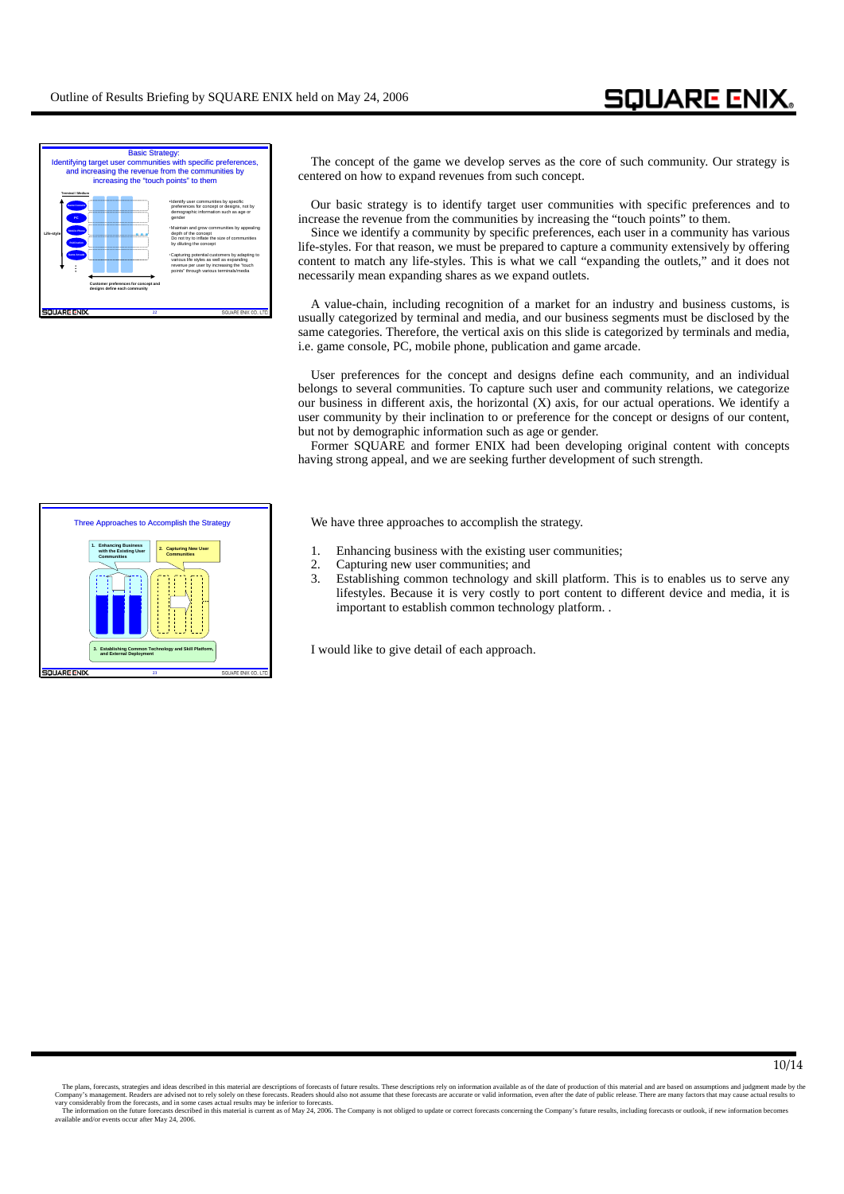The concept of the game we develop serves as the core of such community. Our strategy is centered on how to expand revenues from such concept.

Our basic strategy is to identify target user communities with specific preferences and to increase the revenue from the communities by increasing the "touch points" to them.

Since we identify a community by specific preferences, each user in a community has various life-styles. For that reason, we must be prepared to capture a community extensively by offering content to match any life-styles. This is what we call "expanding the outlets," and it does not necessarily mean expanding shares as we expand outlets.

A value-chain, including recognition of a market for an industry and business customs, is usually categorized by terminal and media, and our business segments must be disclosed by the same categories. Therefore, the vertical axis on this slide is categorized by terminals and media, i.e. game console, PC, mobile phone, publication and game arcade.

User preferences for the concept and designs define each community, and an individual belongs to several communities. To capture such user and community relations, we categorize our business in different axis, the horizontal (X) axis, for our actual operations. We identify a user community by their inclination to or preference for the concept or designs of our content, but not by demographic information such as age or gender.

Former SQUARE and former ENIX had been developing original content with concepts having strong appeal, and we are seeking further development of such strength.

We have three approaches to accomplish the strategy.

1. Enhancing business with the existing user communities;
2. Capturing new user communities; and
3. Establishing common technology and skill platform. This is to enables us to serve any lifestyles. Because it is very costly to port content to different device and media, it is important to establish common technology platform. .

I would like to give detail of each approach.

The plans, forecasts, strategies and ideas described in this material are descriptions of forecasts of future results. These descriptions rely on information available as of the date of production of this material and are based on assumptions and judgment made by the Company's management. Readers are advised not to rely solely on these forecasts. Readers should also not assume that these forecasts are accurate or valid information, even after the date of public release. There are many factors that may cause actual results to vary considerably from the forecasts, and in some cases actual results may be inferior to forecasts.
The information on the future forecasts described in this material is current as of May 24, 2006. The Company is not obliged to update or correct forecasts concerning the Company's future results, including forecasts or outlook, if new information becomes available and/or events occur after May 24, 2006.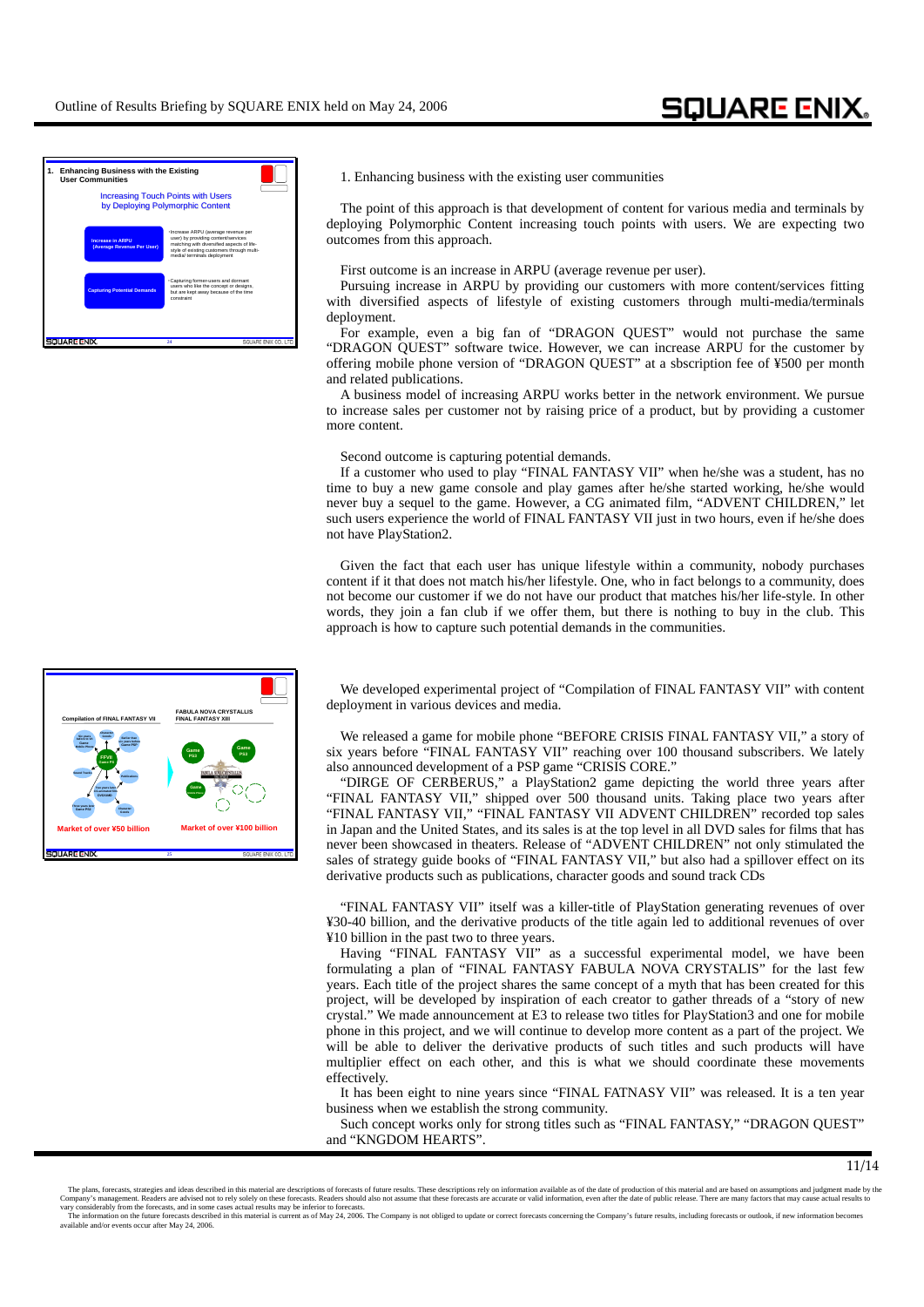**1. Enhancing Business with the Existing User Communities**

Increasing Touch Points with Users by Deploying Polymorphic Content

| | |
|---|---|
| Increase in ARPU (Average Revenue Per User) | ・Increase ARPU (average revenue per user) by providing content/services matching with diversified aspects of life-style of existing customers through multi-media/ terminals deployment |
| Capturing Potential Demands | ・Capturing former-users and dormant users who like the concept or designs, but are kept away because of the time constraint |

1. Enhancing business with the existing user communities

The point of this approach is that development of content for various media and terminals by deploying Polymorphic Content increasing touch points with users. We are expecting two outcomes from this approach.

First outcome is an increase in ARPU (average revenue per user).

Pursuing increase in ARPU by providing our customers with more content/services fitting with diversified aspects of lifestyle of existing customers through multi-media/terminals deployment.

For example, even a big fan of "DRAGON QUEST" would not purchase the same "DRAGON QUEST" software twice. However, we can increase ARPU for the customer by offering mobile phone version of "DRAGON QUEST" at a sbscription fee of ¥500 per month and related publications.

A business model of increasing ARPU works better in the network environment. We pursue to increase sales per customer not by raising price of a product, but by providing a customer more content.

Second outcome is capturing potential demands.

If a customer who used to play "FINAL FANTASY VII" when he/she was a student, has no time to buy a new game console and play games after he/she started working, he/she would never buy a sequel to the game. However, a CG animated film, "ADVENT CHILDREN," let such users experience the world of FINAL FANTASY VII just in two hours, even if he/she does not have PlayStation2.

Given the fact that each user has unique lifestyle within a community, nobody purchases content if it that does not match his/her lifestyle. One, who in fact belongs to a community, does not become our customer if we do not have our product that matches his/her life-style. In other words, they join a fan club if we offer them, but there is nothing to buy in the club. This approach is how to capture such potential demands in the communities.

**Compilation of FINAL FANTASY VII** — Market of over ¥50 billion

**FABULA NOVA CRYSTALLIS FINAL FANTASY XIII** — Market of over ¥100 billion

We developed experimental project of "Compilation of FINAL FANTASY VII" with content deployment in various devices and media.

We released a game for mobile phone "BEFORE CRISIS FINAL FANTASY VII," a story of six years before "FINAL FANTASY VII" reaching over 100 thousand subscribers. We lately also announced development of a PSP game "CRISIS CORE."

"DIRGE OF CERBERUS," a PlayStation2 game depicting the world three years after "FINAL FANTASY VII," shipped over 500 thousand units. Taking place two years after "FINAL FANTASY VII," "FINAL FANTASY VII ADVENT CHILDREN" recorded top sales in Japan and the United States, and its sales is at the top level in all DVD sales for films that has never been showcased in theaters. Release of "ADVENT CHILDREN" not only stimulated the sales of strategy guide books of "FINAL FANTASY VII," but also had a spillover effect on its derivative products such as publications, character goods and sound track CDs

"FINAL FANTASY VII" itself was a killer-title of PlayStation generating revenues of over ¥30-40 billion, and the derivative products of the title again led to additional revenues of over ¥10 billion in the past two to three years.

Having "FINAL FANTASY VII" as a successful experimental model, we have been formulating a plan of "FINAL FANTASY FABULA NOVA CRYSTALIS" for the last few years. Each title of the project shares the same concept of a myth that has been created for this project, will be developed by inspiration of each creator to gather threads of a "story of new crystal." We made announcement at E3 to release two titles for PlayStation3 and one for mobile phone in this project, and we will continue to develop more content as a part of the project. We will be able to deliver the derivative products of such titles and such products will have multiplier effect on each other, and this is what we should coordinate these movements effectively.

It has been eight to nine years since "FINAL FATNASY VII" was released. It is a ten year business when we establish the strong community.

Such concept works only for strong titles such as "FINAL FANTASY," "DRAGON QUEST" and "KNGDOM HEARTS".

The plans, forecasts, strategies and ideas described in this material are descriptions of forecasts of future results. These descriptions rely on information available as of the date of production of this material and are based on assumptions and judgment made by the Company's management. Readers are advised not to rely solely on these forecasts. Readers should also not assume that these forecasts are accurate or valid information, even after the date of public release. There are many factors that may cause actual results to vary considerably from the forecasts, and in some cases actual results may be inferior to forecasts.
The information on the future forecasts described in this material is current as of May 24, 2006. The Company is not obliged to update or correct forecasts concerning the Company's future results, including forecasts or outlook, if new information becomes available and/or events occur after May 24, 2006.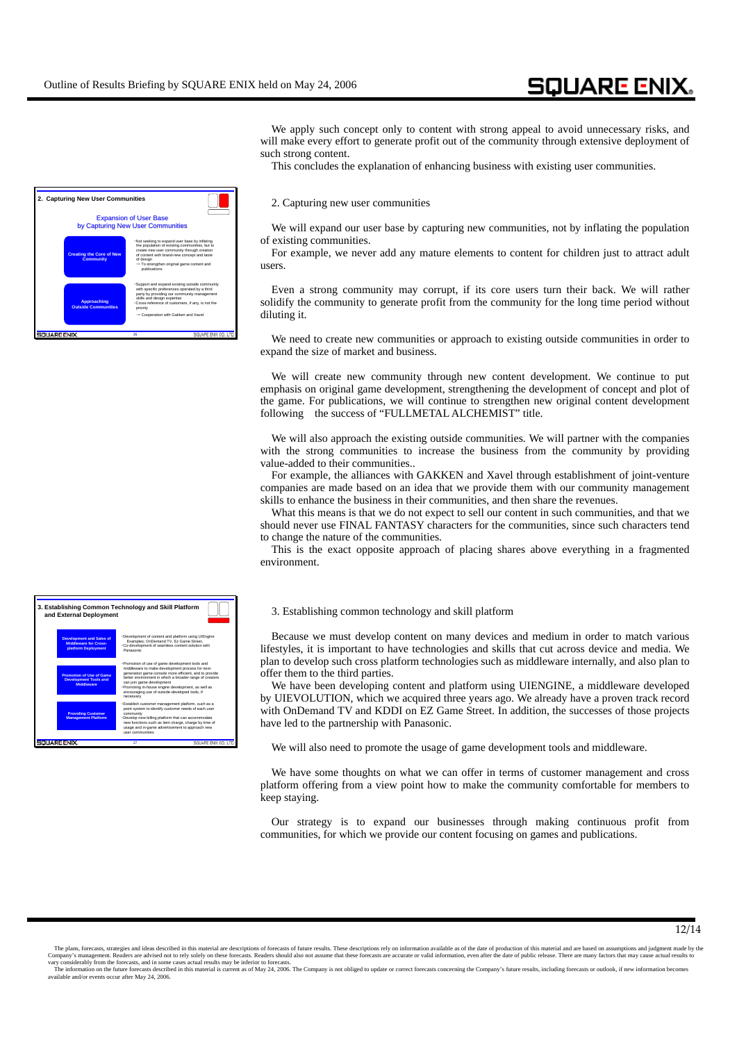We apply such concept only to content with strong appeal to avoid unnecessary risks, and will make every effort to generate profit out of the community through extensive deployment of such strong content.

This concludes the explanation of enhancing business with existing user communities.

**2. Capturing New User Communities**

**Expansion of User Base by Capturing New User Communities**

| | |
|---|---|
| **Creating the Core of New Community** | ･Not seeking to expand user base by inflating the population of existing communities, but to create new user community through creation of content with brand-new concept and taste of design<br>→ To strengthen original game content and publications |
| **Approaching Outside Communities** | ･Support and expand existing outside community with specific preferences operated by a third party by providing our community management skills and design expertise<br>･Cross-reference of customers, if any, is not the priority<br>→ Cooperation with Gakken and Xavel |

2. Capturing new user communities

We will expand our user base by capturing new communities, not by inflating the population of existing communities.

For example, we never add any mature elements to content for children just to attract adult users.

Even a strong community may corrupt, if its core users turn their back. We will rather solidify the community to generate profit from the community for the long time period without diluting it.

We need to create new communities or approach to existing outside communities in order to expand the size of market and business.

We will create new community through new content development. We continue to put emphasis on original game development, strengthening the development of concept and plot of the game. For publications, we will continue to strengthen new original content development following the success of "FULLMETAL ALCHEMIST" title.

We will also approach the existing outside communities. We will partner with the companies with the strong communities to increase the business from the community by providing value-added to their communities..

For example, the alliances with GAKKEN and Xavel through establishment of joint-venture companies are made based on an idea that we provide them with our community management skills to enhance the business in their communities, and then share the revenues.

What this means is that we do not expect to sell our content in such communities, and that we should never use FINAL FANTASY characters for the communities, since such characters tend to change the nature of the communities.

This is the exact opposite approach of placing shares above everything in a fragmented environment.

**3. Establishing Common Technology and Skill Platform and External Deployment**

| | |
|---|---|
| **Development and Sales of Middleware for Cross-platform Deployment** | ･Development of content and platform using UIEngine<br>Examples; OnDemand TV, Ez Game Street,<br>･Co-development of seamless content solution with Panasonic |
| **Promotion of Use of Game Development Tools and Middleware** | ･Promotion of use of game development tools and middleware to make development process for next-generation game console more efficient, and to provide better environment in which a broader range of creators can join game development<br>･Promoting in-house engine development, as well as encouraging use of outside-developed tools, if necessary |
| **Providing Customer Management Platform** | ･Establish customer management platform, such as a point system to identify customer needs of each user community<br>･Develop new billing platform that can accommodate new functions such as item charge, charge by time of usage and in-game advertisement to approach new user communities |

3. Establishing common technology and skill platform

Because we must develop content on many devices and medium in order to match various lifestyles, it is important to have technologies and skills that cut across device and media. We plan to develop such cross platform technologies such as middleware internally, and also plan to offer them to the third parties.

We have been developing content and platform using UIENGINE, a middleware developed by UIEVOLUTION, which we acquired three years ago. We already have a proven track record with OnDemand TV and KDDI on EZ Game Street. In addition, the successes of those projects have led to the partnership with Panasonic.

We will also need to promote the usage of game development tools and middleware.

We have some thoughts on what we can offer in terms of customer management and cross platform offering from a view point how to make the community comfortable for members to keep staying.

Our strategy is to expand our businesses through making continuous profit from communities, for which we provide our content focusing on games and publications.

The plans, forecasts, strategies and ideas described in this material are descriptions of forecasts of future results. These descriptions rely on information available as of the date of production of this material and are based on assumptions and judgment made by the Company's management. Readers are advised not to rely solely on these forecasts. Readers should also not assume that these forecasts are accurate or valid information, even after the date of public release. There are many factors that may cause actual results to vary considerably from the forecasts, and in some cases actual results may be inferior to forecasts.

The information on the future forecasts described in this material is current as of May 24, 2006. The Company is not obliged to update or correct forecasts concerning the Company's future results, including forecasts or outlook, if new information becomes available and/or events occur after May 24, 2006.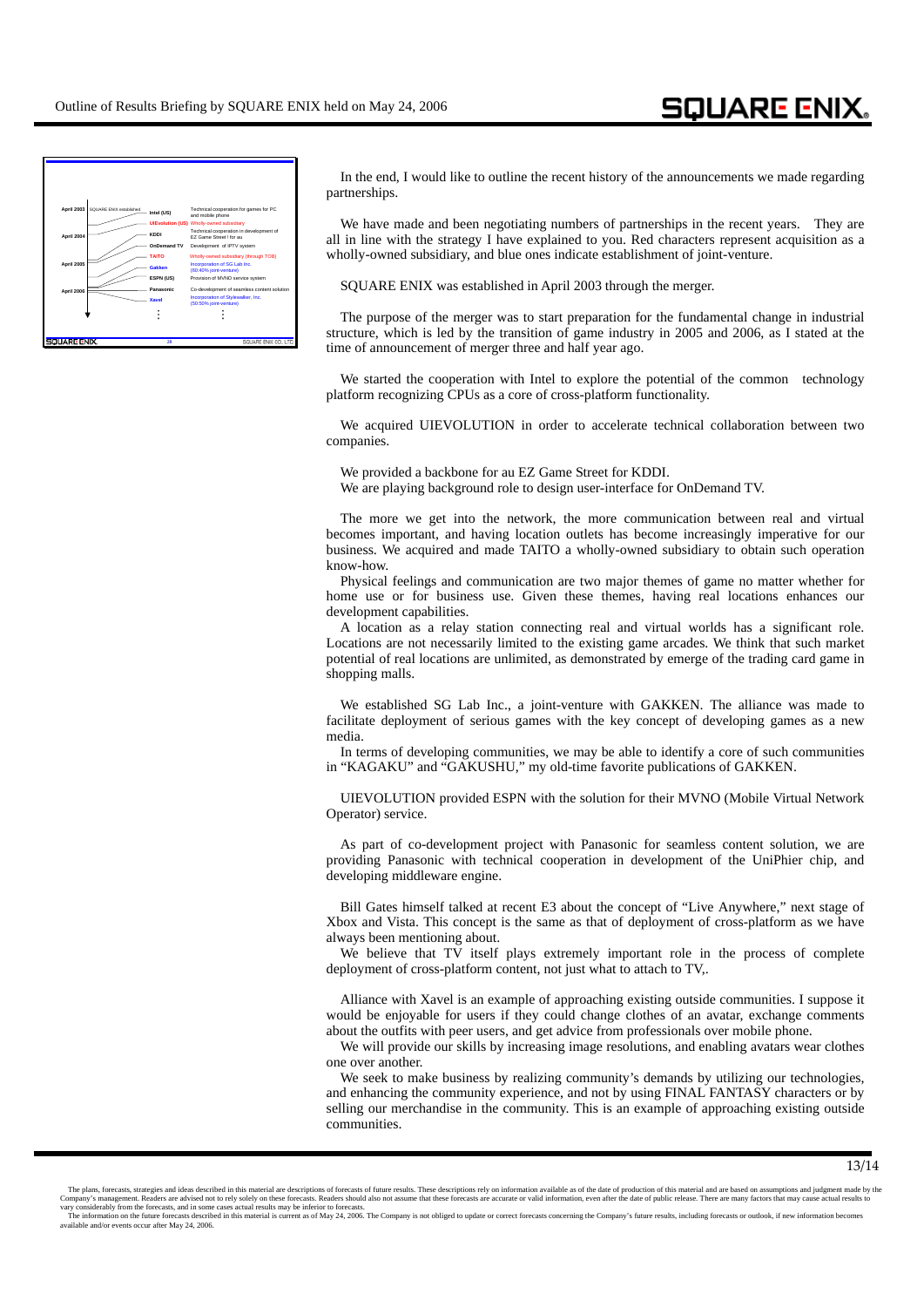| | | |
|---|---|---|
| April 2003 | SQUARE ENIX established | |
| | Intel (US) | Technical cooperation for games for PC and mobile phone |
| | UIEvolution (US) | Wholly-owned subsidiary |
| April 2004 | KDDI | Technical cooperation in development of EZ Game Street ! for au |
| | OnDemand TV | Development of IPTV system |
| | TAITO | Wholly-owned subsidiary (through TOB) |
| April 2005 | Gakken | Incorporation of SG Lab Inc. (60:40% joint-venture) |
| | ESPN (US) | Provision of MVNO service system |
| April 2006 | Panasonic | Co-development of seamless content solution |
| | Xavel | Incorporation of Stylewalker, Inc. (50:50% joint-venture) |
| | ⋮ | ⋮ |

In the end, I would like to outline the recent history of the announcements we made regarding partnerships.

We have made and been negotiating numbers of partnerships in the recent years. They are all in line with the strategy I have explained to you. Red characters represent acquisition as a wholly-owned subsidiary, and blue ones indicate establishment of joint-venture.

SQUARE ENIX was established in April 2003 through the merger.

The purpose of the merger was to start preparation for the fundamental change in industrial structure, which is led by the transition of game industry in 2005 and 2006, as I stated at the time of announcement of merger three and half year ago.

We started the cooperation with Intel to explore the potential of the common technology platform recognizing CPUs as a core of cross-platform functionality.

We acquired UIEVOLUTION in order to accelerate technical collaboration between two companies.

We provided a backbone for au EZ Game Street for KDDI.
We are playing background role to design user-interface for OnDemand TV.

The more we get into the network, the more communication between real and virtual becomes important, and having location outlets has become increasingly imperative for our business. We acquired and made TAITO a wholly-owned subsidiary to obtain such operation know-how.

Physical feelings and communication are two major themes of game no matter whether for home use or for business use. Given these themes, having real locations enhances our development capabilities.

A location as a relay station connecting real and virtual worlds has a significant role. Locations are not necessarily limited to the existing game arcades. We think that such market potential of real locations are unlimited, as demonstrated by emerge of the trading card game in shopping malls.

We established SG Lab Inc., a joint-venture with GAKKEN. The alliance was made to facilitate deployment of serious games with the key concept of developing games as a new media.

In terms of developing communities, we may be able to identify a core of such communities in "KAGAKU" and "GAKUSHU," my old-time favorite publications of GAKKEN.

UIEVOLUTION provided ESPN with the solution for their MVNO (Mobile Virtual Network Operator) service.

As part of co-development project with Panasonic for seamless content solution, we are providing Panasonic with technical cooperation in development of the UniPhier chip, and developing middleware engine.

Bill Gates himself talked at recent E3 about the concept of "Live Anywhere," next stage of Xbox and Vista. This concept is the same as that of deployment of cross-platform as we have always been mentioning about.

We believe that TV itself plays extremely important role in the process of complete deployment of cross-platform content, not just what to attach to TV,.

Alliance with Xavel is an example of approaching existing outside communities. I suppose it would be enjoyable for users if they could change clothes of an avatar, exchange comments about the outfits with peer users, and get advice from professionals over mobile phone.

We will provide our skills by increasing image resolutions, and enabling avatars wear clothes one over another.

We seek to make business by realizing community's demands by utilizing our technologies, and enhancing the community experience, and not by using FINAL FANTASY characters or by selling our merchandise in the community. This is an example of approaching existing outside communities.

The plans, forecasts, strategies and ideas described in this material are descriptions of forecasts of future results. These descriptions rely on information available as of the date of production of this material and are based on assumptions and judgment made by the Company's management. Readers are advised not to rely solely on these forecasts. Readers should also not assume that these forecasts are accurate or valid information, even after the date of public release. There are many factors that may cause actual results to vary considerably from the forecasts, and in some cases actual results may be inferior to forecasts.
The information on the future forecasts described in this material is current as of May 24, 2006. The Company is not obliged to update or correct forecasts concerning the Company's future results, including forecasts or outlook, if new information becomes available and/or events occur after May 24, 2006.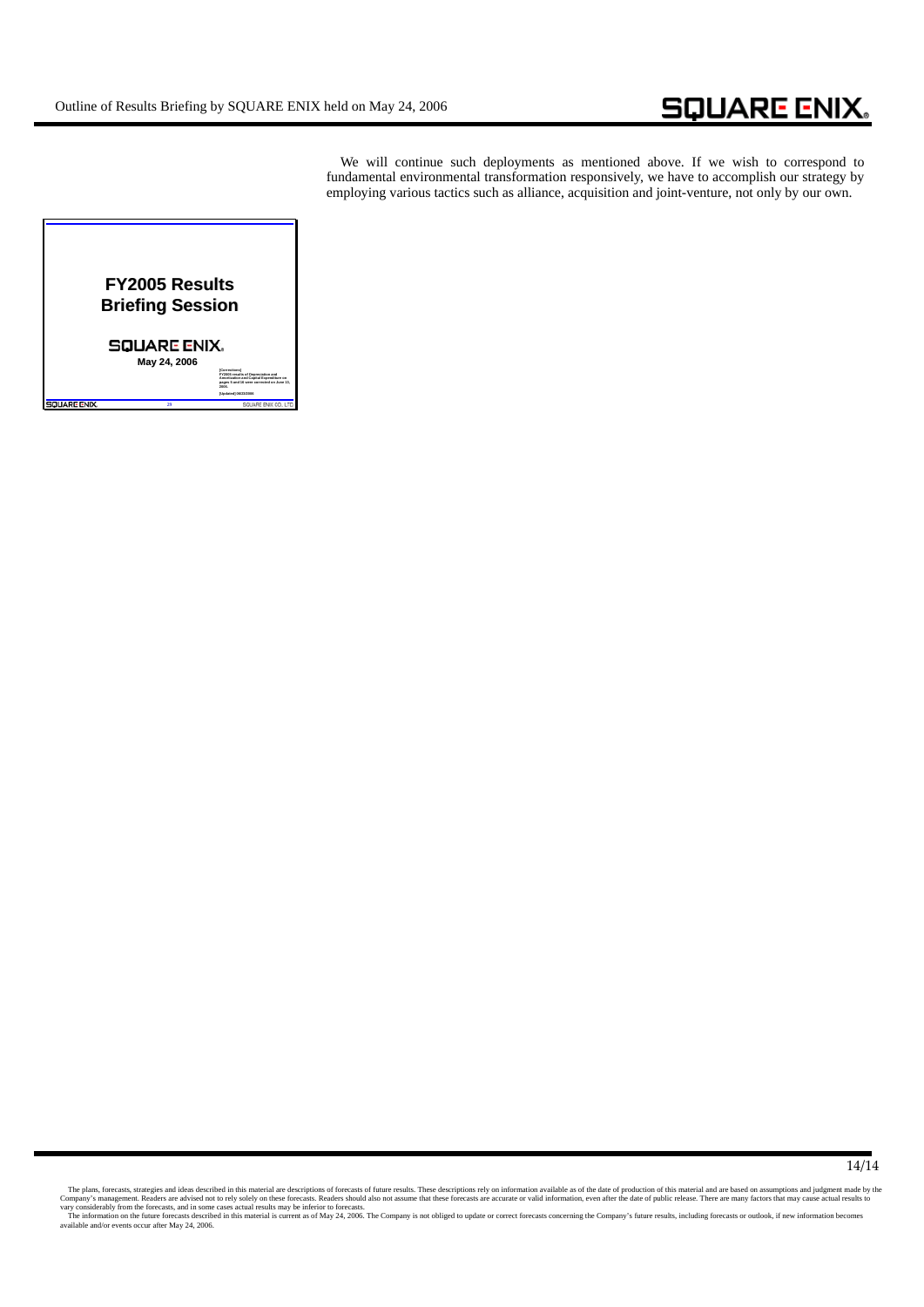We will continue such deployments as mentioned above. If we wish to correspond to fundamental environmental transformation responsively, we have to accomplish our strategy by employing various tactics such as alliance, acquisition and joint-venture, not only by our own.

**FY2005 Results Briefing Session**

SQUARE ENIX.

May 24, 2006

[Corrections]
FY2005 results of Depreciation and Amortization and Capital Expenditure on pages 5 and 16 were corrected on June 13, 2006.

[Updated] 06/23/2006

SQUARE ENIX. 29 SQUARE ENIX CO., LTD.

The plans, forecasts, strategies and ideas described in this material are descriptions of forecasts of future results. These descriptions rely on information available as of the date of production of this material and are based on assumptions and judgment made by the Company's management. Readers are advised not to rely solely on these forecasts. Readers should also not assume that these forecasts are accurate or valid information, even after the date of public release. There are many factors that may cause actual results to vary considerably from the forecasts, and in some cases actual results may be inferior to forecasts.
The information on the future forecasts described in this material is current as of May 24, 2006. The Company is not obliged to update or correct forecasts concerning the Company's future results, including forecasts or outlook, if new information becomes available and/or events occur after May 24, 2006.